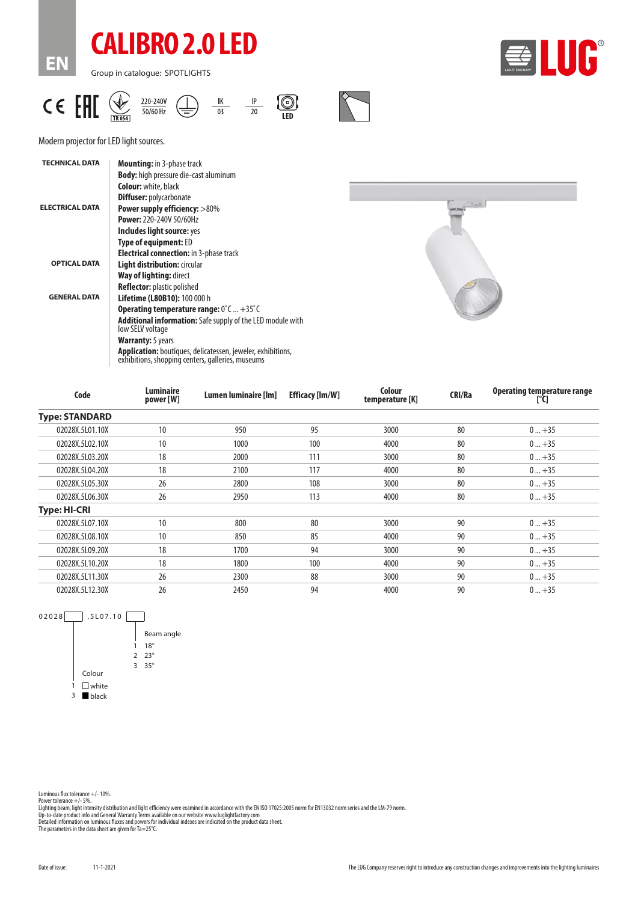EN

# CALIBRO 2.0 LED

Group in catalogue: SPOTLIGHTS

220-240V 50/60 Hz | IK 03 | IP 20 | LED

Modern projector for LED light sources.

**TECHNICAL DATA**

**Mounting:** in 3-phase track
**Body:** high pressure die-cast aluminum
**Colour:** white, black
**Diffuser:** polycarbonate

**ELECTRICAL DATA**

**Power supply efficiency:** >80%
**Power:** 220-240V 50/60Hz
**Includes light source:** yes
**Type of equipment:** ED
**Electrical connection:** in 3-phase track

**OPTICAL DATA**

**Light distribution:** circular
**Way of lighting:** direct
**Reflector:** plastic polished

**GENERAL DATA**

**Lifetime (L80B10):** 100 000 h
**Operating temperature range:** 0˚C ... +35˚C
**Additional information:** Safe supply of the LED module with low SELV voltage
**Warranty:** 5 years
**Application:** boutiques, delicatessen, jeweler, exhibitions, exhibitions, shopping centers, galleries, museums

| Code | Luminaire power [W] | Lumen luminaire [lm] | Efficacy [lm/W] | Colour temperature [K] | CRI/Ra | Operating temperature range [°C] |
|---|---|---|---|---|---|---|
| **Type: STANDARD** | | | | | | |
| 02028X.5L01.10X | 10 | 950 | 95 | 3000 | 80 | 0 ... +35 |
| 02028X.5L02.10X | 10 | 1000 | 100 | 4000 | 80 | 0 ... +35 |
| 02028X.5L03.20X | 18 | 2000 | 111 | 3000 | 80 | 0 ... +35 |
| 02028X.5L04.20X | 18 | 2100 | 117 | 4000 | 80 | 0 ... +35 |
| 02028X.5L05.30X | 26 | 2800 | 108 | 3000 | 80 | 0 ... +35 |
| 02028X.5L06.30X | 26 | 2950 | 113 | 4000 | 80 | 0 ... +35 |
| **Type: HI-CRI** | | | | | | |
| 02028X.5L07.10X | 10 | 800 | 80 | 3000 | 90 | 0 ... +35 |
| 02028X.5L08.10X | 10 | 850 | 85 | 4000 | 90 | 0 ... +35 |
| 02028X.5L09.20X | 18 | 1700 | 94 | 3000 | 90 | 0 ... +35 |
| 02028X.5L10.20X | 18 | 1800 | 100 | 4000 | 90 | 0 ... +35 |
| 02028X.5L11.30X | 26 | 2300 | 88 | 3000 | 90 | 0 ... +35 |
| 02028X.5L12.30X | 26 | 2450 | 94 | 4000 | 90 | 0 ... +35 |

02028☐.5L07.10☐

Beam angle
- 1 18°
- 2 23°
- 3 35°

Colour
- 1 ☐ white
- 3 ■ black

Luminous flux tolerance +/- 10%.
Power tolerance +/- 5%.
Lighting beam, light intensity distribution and light efficiency were examined in accordance with the EN ISO 17025:2005 norm for EN13032 norm series and the LM-79 norm.
Up-to-date product info and General Warranty Terms available on our website www.luglightfactory.com
Detailed information on luminous fluxes and powers for individual indexes are indicated on the product data sheet.
The parameters in the data sheet are given for Ta=25°C.

Date of issue: 11-1-2021

The LUG Company reserves right to introduce any construction changes and improvements into the lighting luminaires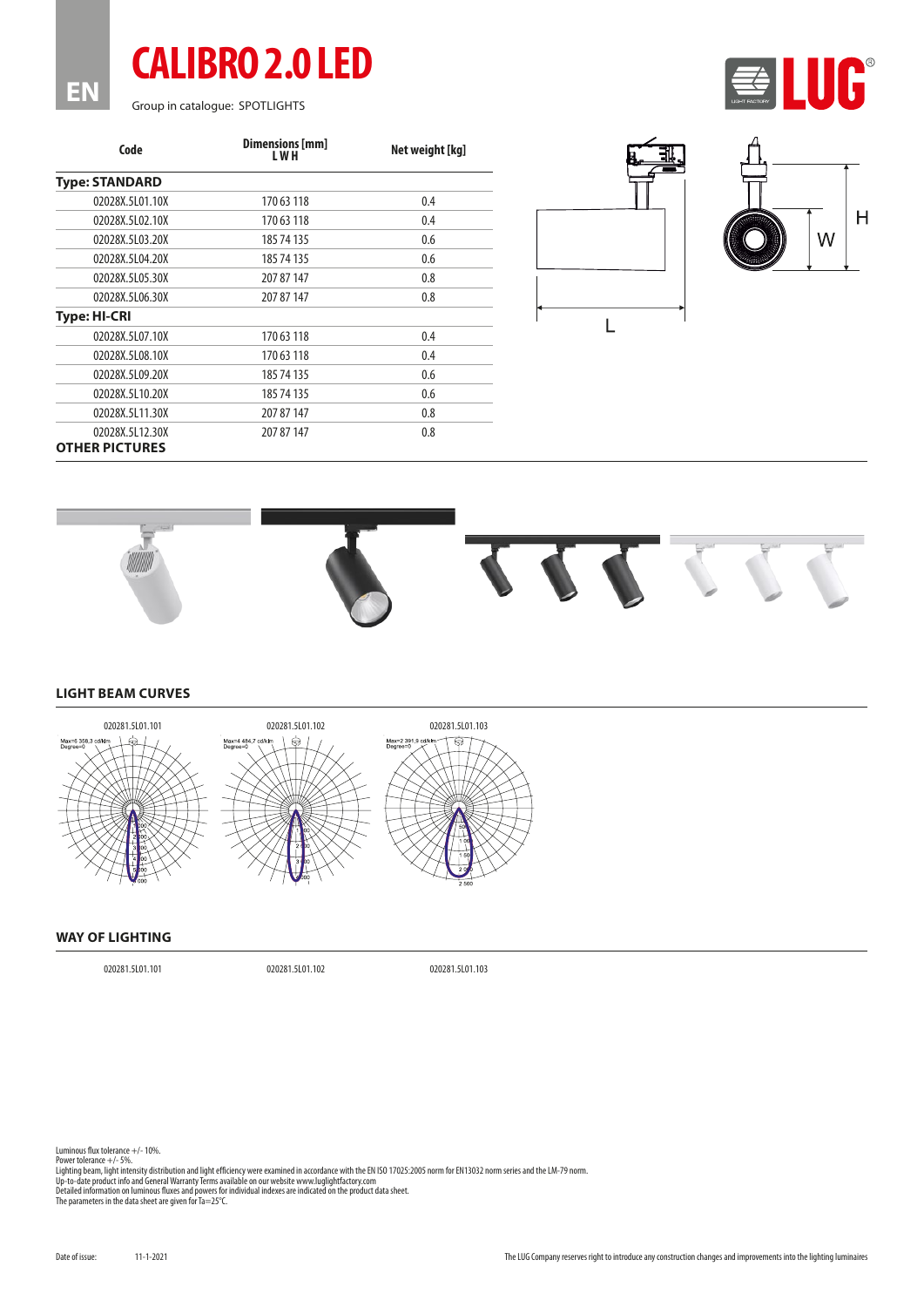# CALIBRO 2.0 LED

EN

Group in catalogue: SPOTLIGHTS

| Code | Dimensions [mm] L W H | Net weight [kg] |
|---|---|---|
| **Type: STANDARD** | | |
| 02028X.5L01.10X | 170 63 118 | 0.4 |
| 02028X.5L02.10X | 170 63 118 | 0.4 |
| 02028X.5L03.20X | 185 74 135 | 0.6 |
| 02028X.5L04.20X | 185 74 135 | 0.6 |
| 02028X.5L05.30X | 207 87 147 | 0.8 |
| 02028X.5L06.30X | 207 87 147 | 0.8 |
| **Type: HI-CRI** | | |
| 02028X.5L07.10X | 170 63 118 | 0.4 |
| 02028X.5L08.10X | 170 63 118 | 0.4 |
| 02028X.5L09.20X | 185 74 135 | 0.6 |
| 02028X.5L10.20X | 185 74 135 | 0.6 |
| 02028X.5L11.30X | 207 87 147 | 0.8 |
| 02028X.5L12.30X | 207 87 147 | 0.8 |

## OTHER PICTURES

## LIGHT BEAM CURVES

020281.5L01.101 — Max=6 368,3 cd/klm, Degree=0

020281.5L01.102 — Max=4 484,7 cd/klm, Degree=0

020281.5L01.103 — Max=2 391,9 cd/klm, Degree=0

## WAY OF LIGHTING

020281.5L01.101

020281.5L01.102

020281.5L01.103

Luminous flux tolerance +/- 10%.
Power tolerance +/- 5%.
Lighting beam, light intensity distribution and light efficiency were examined in accordance with the EN ISO 17025:2005 norm for EN13032 norm series and the LM-79 norm.
Up-to-date product info and General Warranty Terms available on our website www.luglightfactory.com
Detailed information on luminous fluxes and powers for individual indexes are indicated on the product data sheet.
The parameters in the data sheet are given for Ta=25°C.

Date of issue: 11-1-2021

The LUG Company reserves right to introduce any construction changes and improvements into the lighting luminaires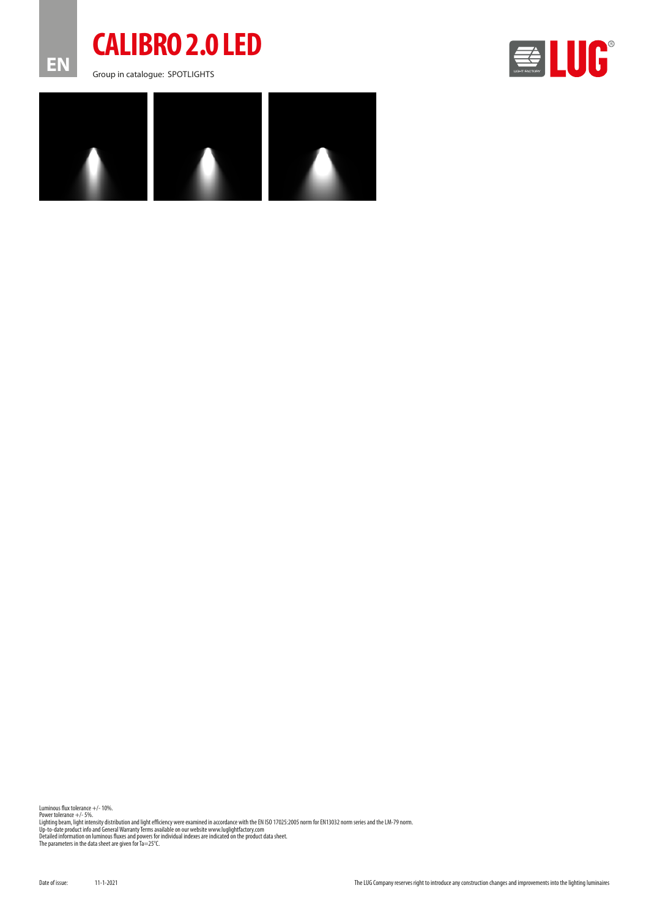EN

# CALIBRO 2.0 LED

Group in catalogue: SPOTLIGHTS

LUG

Luminous flux tolerance +/- 10%.
Power tolerance +/- 5%.
Lighting beam, light intensity distribution and light efficiency were examined in accordance with the EN ISO 17025:2005 norm for EN13032 norm series and the LM-79 norm.
Up-to-date product info and General Warranty Terms available on our website www.luglightfactory.com
Detailed information on luminous fluxes and powers for individual indexes are indicated on the product data sheet.
The parameters in the data sheet are given for Ta=25°C.

Date of issue: 11-1-2021

The LUG Company reserves right to introduce any construction changes and improvements into the lighting luminaires